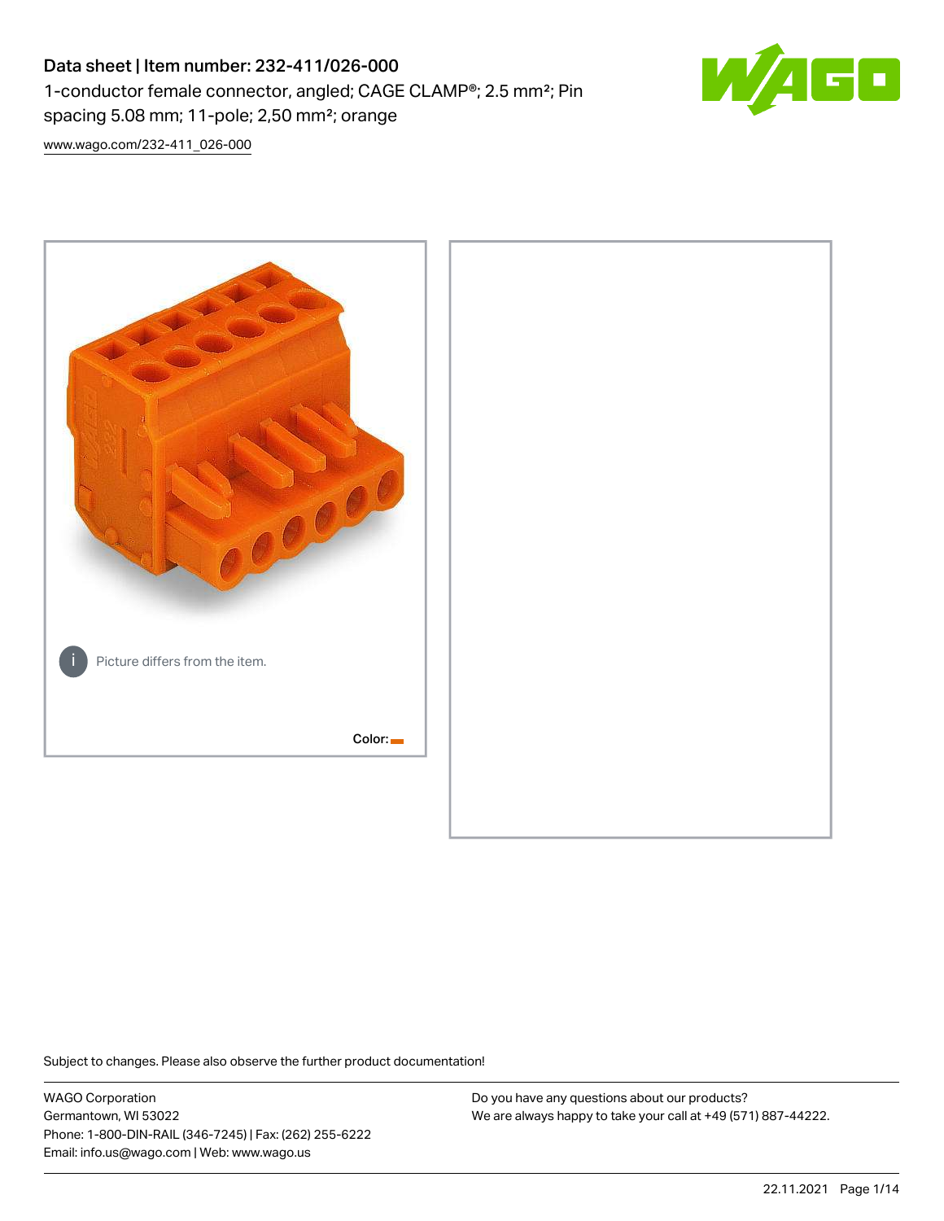# Data sheet | Item number: 232-411/026-000

1-conductor female connector, angled; CAGE CLAMP®; 2.5 mm²; Pin spacing 5.08 mm; 11-pole; 2,50 mm²; orange

[www.wago.com/232-411_026-000](www.wago.com/232-411_026-000)

Picture differs from the item.

Color:

Subject to changes. Please also observe the further product documentation!

WAGO Corporation
Germantown, WI 53022
Phone: 1-800-DIN-RAIL (346-7245) | Fax: (262) 255-6222
Email: info.us@wago.com | Web: www.wago.us

Do you have any questions about our products?
We are always happy to take your call at +49 (571) 887-44222.

22.11.2021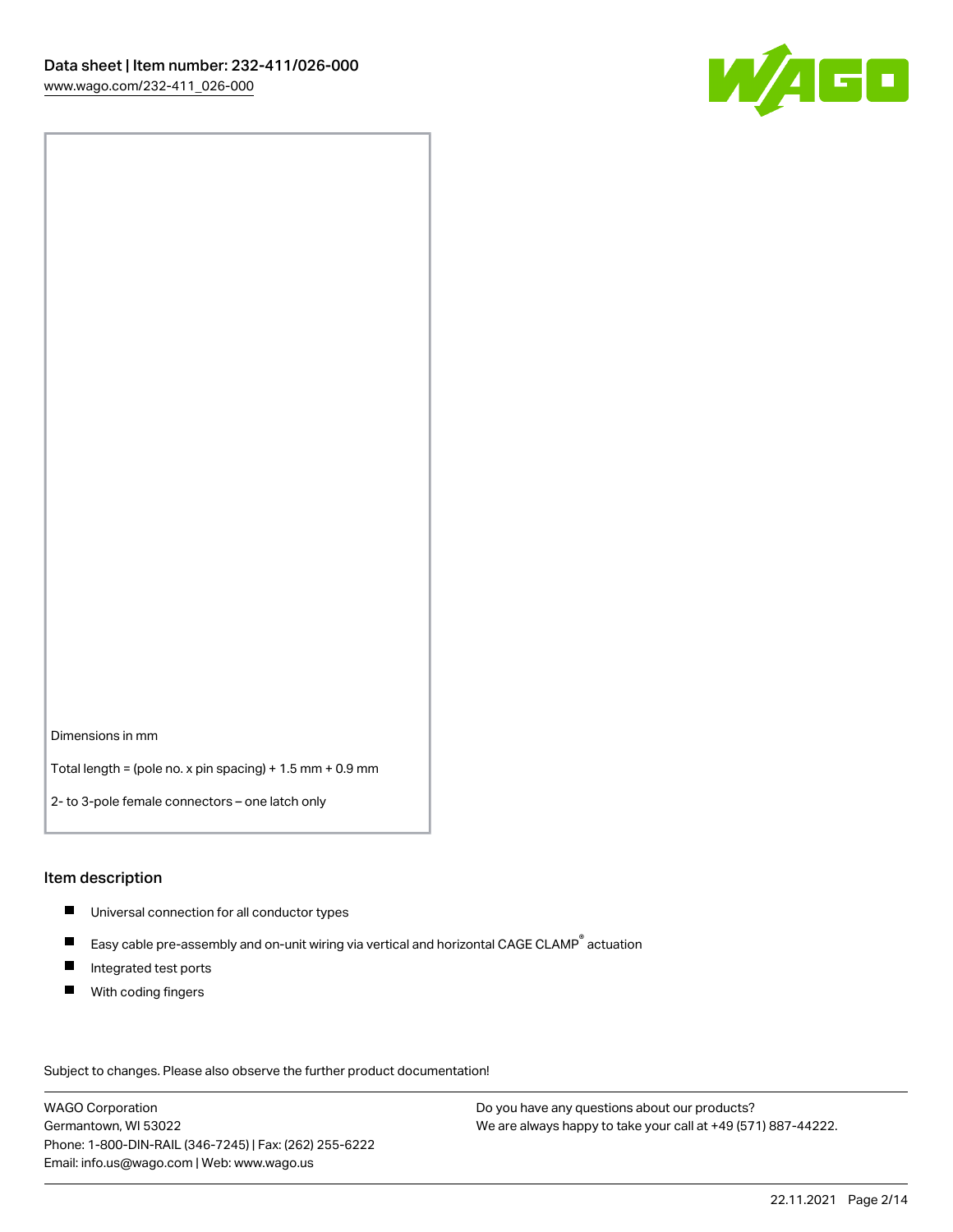Dimensions in mm

Total length = (pole no. x pin spacing) + 1.5 mm + 0.9 mm

2- to 3-pole female connectors – one latch only

## Item description

- Universal connection for all conductor types
- Easy cable pre-assembly and on-unit wiring via vertical and horizontal CAGE CLAMP® actuation
- Integrated test ports
- With coding fingers

Subject to changes. Please also observe the further product documentation!

WAGO Corporation
Germantown, WI 53022
Phone: 1-800-DIN-RAIL (346-7245) | Fax: (262) 255-6222
Email: info.us@wago.com | Web: www.wago.us

Do you have any questions about our products?
We are always happy to take your call at +49 (571) 887-44222.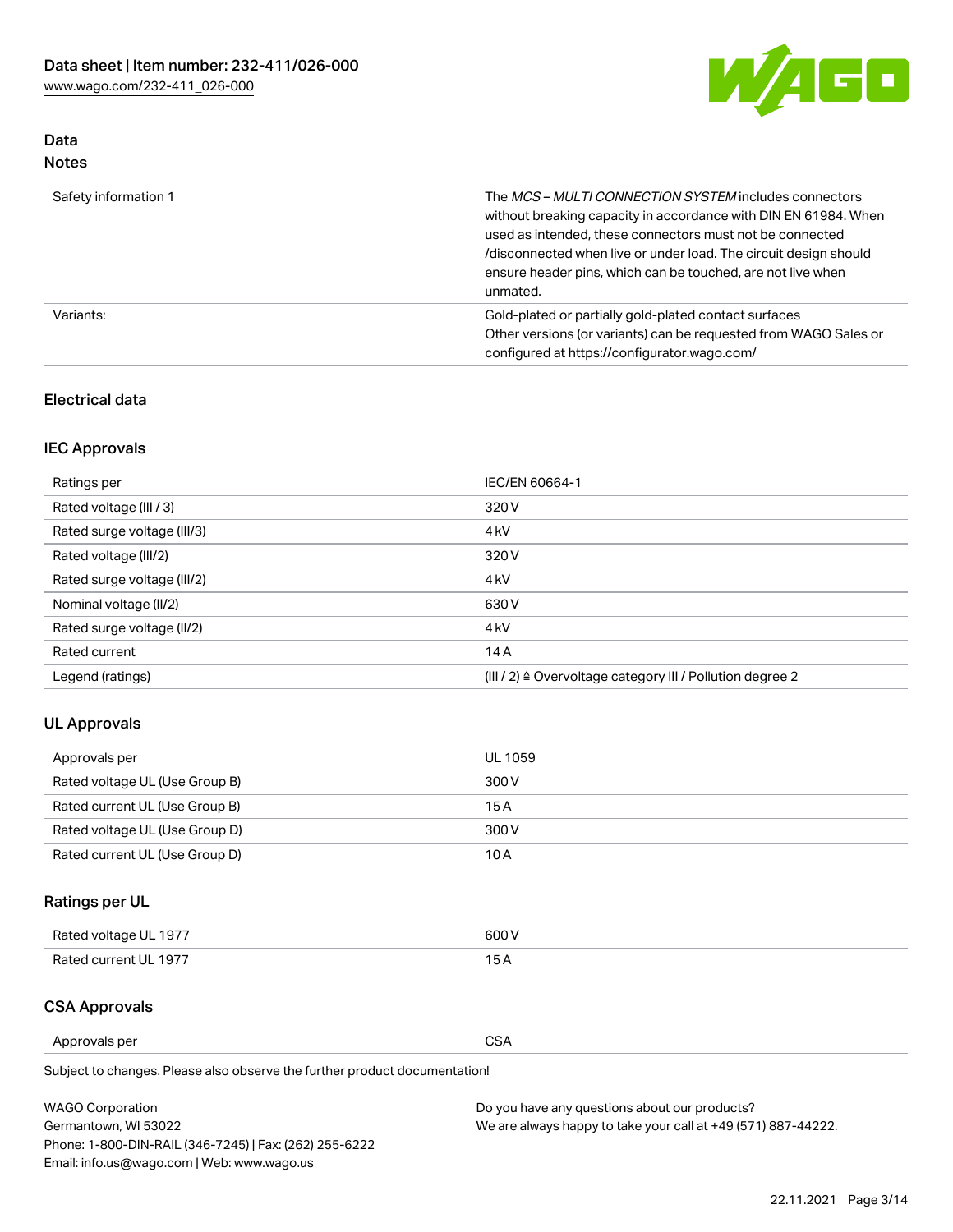## Data
### Notes

| | |
|---|---|
| Safety information 1 | The *MCS – MULTI CONNECTION SYSTEM* includes connectors without breaking capacity in accordance with DIN EN 61984. When used as intended, these connectors must not be connected /disconnected when live or under load. The circuit design should ensure header pins, which can be touched, are not live when unmated. |
| Variants: | Gold-plated or partially gold-plated contact surfaces<br>Other versions (or variants) can be requested from WAGO Sales or configured at https://configurator.wago.com/ |

### Electrical data

### IEC Approvals

| | |
|---|---|
| Ratings per | IEC/EN 60664-1 |
| Rated voltage (III / 3) | 320 V |
| Rated surge voltage (III/3) | 4 kV |
| Rated voltage (III/2) | 320 V |
| Rated surge voltage (III/2) | 4 kV |
| Nominal voltage (II/2) | 630 V |
| Rated surge voltage (II/2) | 4 kV |
| Rated current | 14 A |
| Legend (ratings) | (III / 2) ≙ Overvoltage category III / Pollution degree 2 |

### UL Approvals

| | |
|---|---|
| Approvals per | UL 1059 |
| Rated voltage UL (Use Group B) | 300 V |
| Rated current UL (Use Group B) | 15 A |
| Rated voltage UL (Use Group D) | 300 V |
| Rated current UL (Use Group D) | 10 A |

### Ratings per UL

| | |
|---|---|
| Rated voltage UL 1977 | 600 V |
| Rated current UL 1977 | 15 A |

### CSA Approvals

| | |
|---|---|
| Approvals per | CSA |

Subject to changes. Please also observe the further product documentation!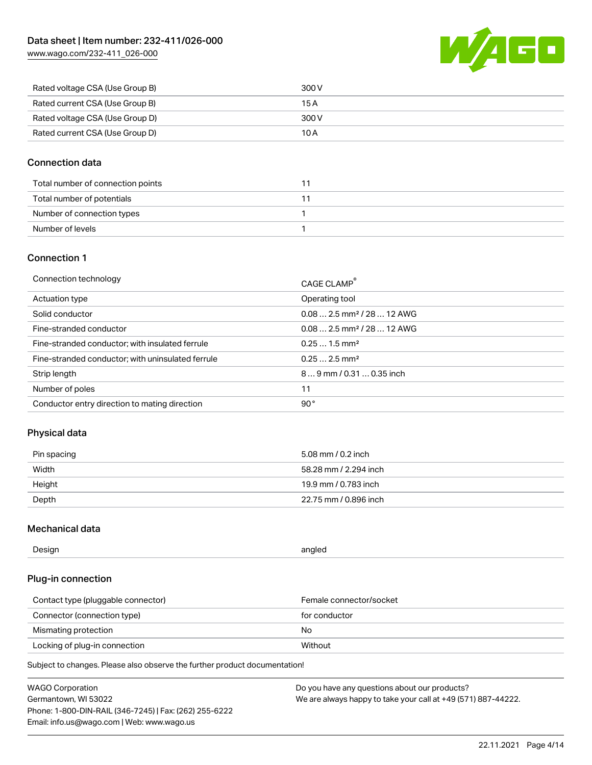| Rated voltage CSA (Use Group B) | 300 V |
| --- | --- |
| Rated current CSA (Use Group B) | 15 A |
| Rated voltage CSA (Use Group D) | 300 V |
| Rated current CSA (Use Group D) | 10 A |

## Connection data

| Total number of connection points | 11 |
| --- | --- |
| Total number of potentials | 11 |
| Number of connection types | 1 |
| Number of levels | 1 |

## Connection 1

| Connection technology | CAGE CLAMP® |
| --- | --- |
| Actuation type | Operating tool |
| Solid conductor | 0.08 … 2.5 mm² / 28 … 12 AWG |
| Fine-stranded conductor | 0.08 … 2.5 mm² / 28 … 12 AWG |
| Fine-stranded conductor; with insulated ferrule | 0.25 … 1.5 mm² |
| Fine-stranded conductor; with uninsulated ferrule | 0.25 … 2.5 mm² |
| Strip length | 8 … 9 mm / 0.31 … 0.35 inch |
| Number of poles | 11 |
| Conductor entry direction to mating direction | 90° |

## Physical data

| Pin spacing | 5.08 mm / 0.2 inch |
| --- | --- |
| Width | 58.28 mm / 2.294 inch |
| Height | 19.9 mm / 0.783 inch |
| Depth | 22.75 mm / 0.896 inch |

## Mechanical data

| Design | angled |
| --- | --- |

## Plug-in connection

| Contact type (pluggable connector) | Female connector/socket |
| --- | --- |
| Connector (connection type) | for conductor |
| Mismating protection | No |
| Locking of plug-in connection | Without |

Subject to changes. Please also observe the further product documentation!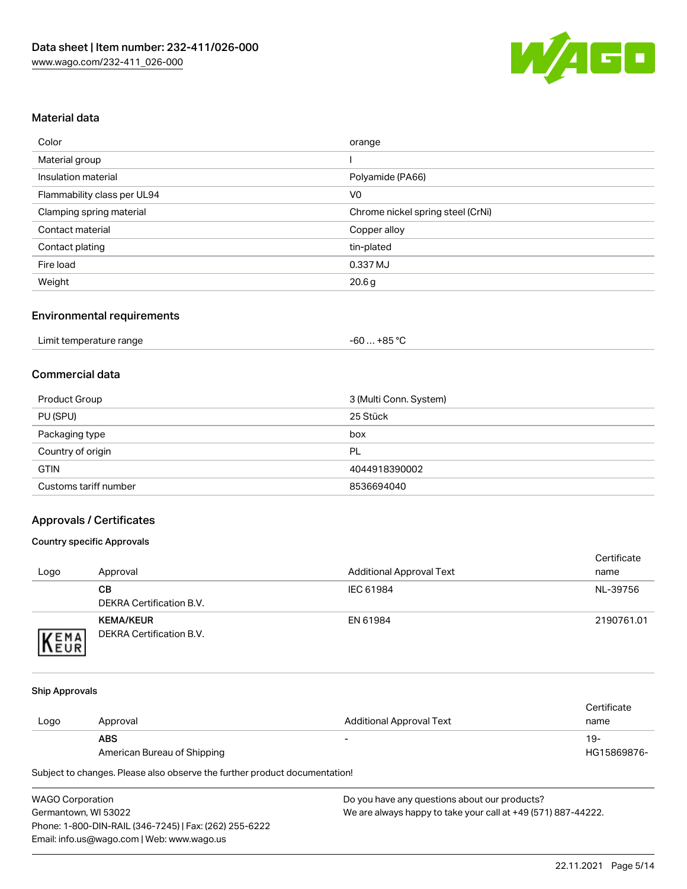## Material data

| | |
|---|---|
| Color | orange |
| Material group | I |
| Insulation material | Polyamide (PA66) |
| Flammability class per UL94 | V0 |
| Clamping spring material | Chrome nickel spring steel (CrNi) |
| Contact material | Copper alloy |
| Contact plating | tin-plated |
| Fire load | 0.337 MJ |
| Weight | 20.6 g |

## Environmental requirements

| | |
|---|---|
| Limit temperature range | -60 … +85 °C |

## Commercial data

| | |
|---|---|
| Product Group | 3 (Multi Conn. System) |
| PU (SPU) | 25 Stück |
| Packaging type | box |
| Country of origin | PL |
| GTIN | 4044918390002 |
| Customs tariff number | 8536694040 |

## Approvals / Certificates

### Country specific Approvals

| Logo | Approval | Additional Approval Text | Certificate name |
|---|---|---|---|
| | **CB**<br>DEKRA Certification B.V. | IEC 61984 | NL-39756 |
| KEMA EUR | **KEMA/KEUR**<br>DEKRA Certification B.V. | EN 61984 | 2190761.01 |

### Ship Approvals

| Logo | Approval | Additional Approval Text | Certificate name |
|---|---|---|---|
| | **ABS**<br>American Bureau of Shipping | - | 19-HG15869876- |

Subject to changes. Please also observe the further product documentation!

WAGO Corporation
Germantown, WI 53022
Phone: 1-800-DIN-RAIL (346-7245) | Fax: (262) 255-6222
Email: info.us@wago.com | Web: www.wago.us

Do you have any questions about our products?
We are always happy to take your call at +49 (571) 887-44222.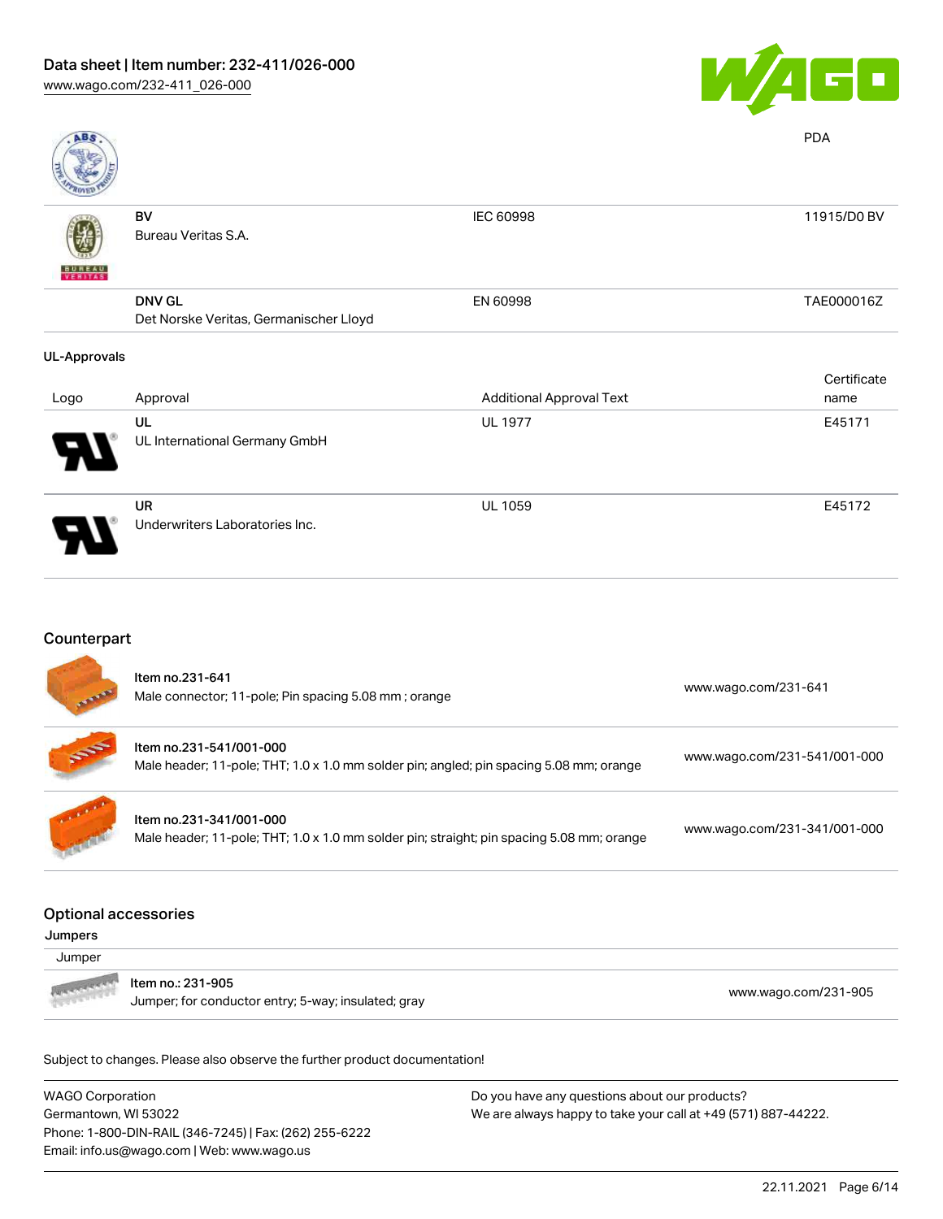PDA

| | | | |
|---|---|---|---|
| | **BV**<br>Bureau Veritas S.A. | IEC 60998 | 11915/D0 BV |
| | **DNV GL**<br>Det Norske Veritas, Germanischer Lloyd | EN 60998 | TAE000016Z |

### UL-Approvals

| Logo | Approval | Additional Approval Text | Certificate name |
|---|---|---|---|
| | **UL**<br>UL International Germany GmbH | UL 1977 | E45171 |
| | **UR**<br>Underwriters Laboratories Inc. | UL 1059 | E45172 |

## Counterpart

| | | |
|---|---|---|
| | Item no.231-641<br>Male connector; 11-pole; Pin spacing 5.08 mm ; orange | www.wago.com/231-641 |
| | Item no.231-541/001-000<br>Male header; 11-pole; THT; 1.0 x 1.0 mm solder pin; angled; pin spacing 5.08 mm; orange | www.wago.com/231-541/001-000 |
| | Item no.231-341/001-000<br>Male header; 11-pole; THT; 1.0 x 1.0 mm solder pin; straight; pin spacing 5.08 mm; orange | www.wago.com/231-341/001-000 |

## Optional accessories

### Jumpers

Jumper

| | | |
|---|---|---|
| | Item no.: 231-905<br>Jumper; for conductor entry; 5-way; insulated; gray | www.wago.com/231-905 |

Subject to changes. Please also observe the further product documentation!

WAGO Corporation
Germantown, WI 53022
Phone: 1-800-DIN-RAIL (346-7245) | Fax: (262) 255-6222
Email: info.us@wago.com | Web: www.wago.us

Do you have any questions about our products?
We are always happy to take your call at +49 (571) 887-44222.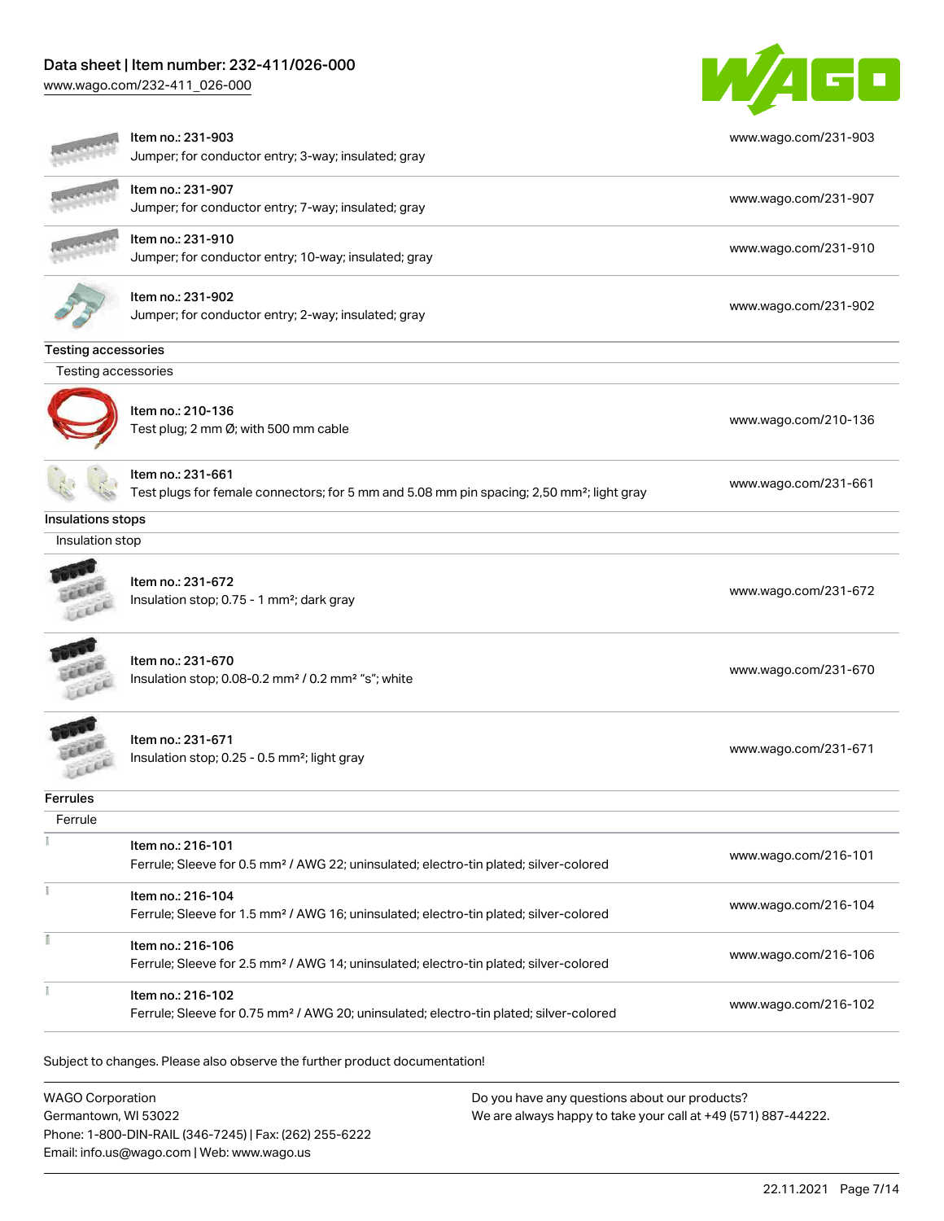| | |
|---|---|
| Item no.: 231-903<br>Jumper; for conductor entry; 3-way; insulated; gray | www.wago.com/231-903 |
| Item no.: 231-907<br>Jumper; for conductor entry; 7-way; insulated; gray | www.wago.com/231-907 |
| Item no.: 231-910<br>Jumper; for conductor entry; 10-way; insulated; gray | www.wago.com/231-910 |
| Item no.: 231-902<br>Jumper; for conductor entry; 2-way; insulated; gray | www.wago.com/231-902 |

## Testing accessories

### Testing accessories

| | |
|---|---|
| Item no.: 210-136<br>Test plug; 2 mm Ø; with 500 mm cable | www.wago.com/210-136 |
| Item no.: 231-661<br>Test plugs for female connectors; for 5 mm and 5.08 mm pin spacing; 2,50 mm²; light gray | www.wago.com/231-661 |

## Insulations stops

### Insulation stop

| | |
|---|---|
| Item no.: 231-672<br>Insulation stop; 0.75 - 1 mm²; dark gray | www.wago.com/231-672 |
| Item no.: 231-670<br>Insulation stop; 0.08-0.2 mm² / 0.2 mm² "s"; white | www.wago.com/231-670 |
| Item no.: 231-671<br>Insulation stop; 0.25 - 0.5 mm²; light gray | www.wago.com/231-671 |

## Ferrules

### Ferrule

| | |
|---|---|
| Item no.: 216-101<br>Ferrule; Sleeve for 0.5 mm² / AWG 22; uninsulated; electro-tin plated; silver-colored | www.wago.com/216-101 |
| Item no.: 216-104<br>Ferrule; Sleeve for 1.5 mm² / AWG 16; uninsulated; electro-tin plated; silver-colored | www.wago.com/216-104 |
| Item no.: 216-106<br>Ferrule; Sleeve for 2.5 mm² / AWG 14; uninsulated; electro-tin plated; silver-colored | www.wago.com/216-106 |
| Item no.: 216-102<br>Ferrule; Sleeve for 0.75 mm² / AWG 20; uninsulated; electro-tin plated; silver-colored | www.wago.com/216-102 |

Subject to changes. Please also observe the further product documentation!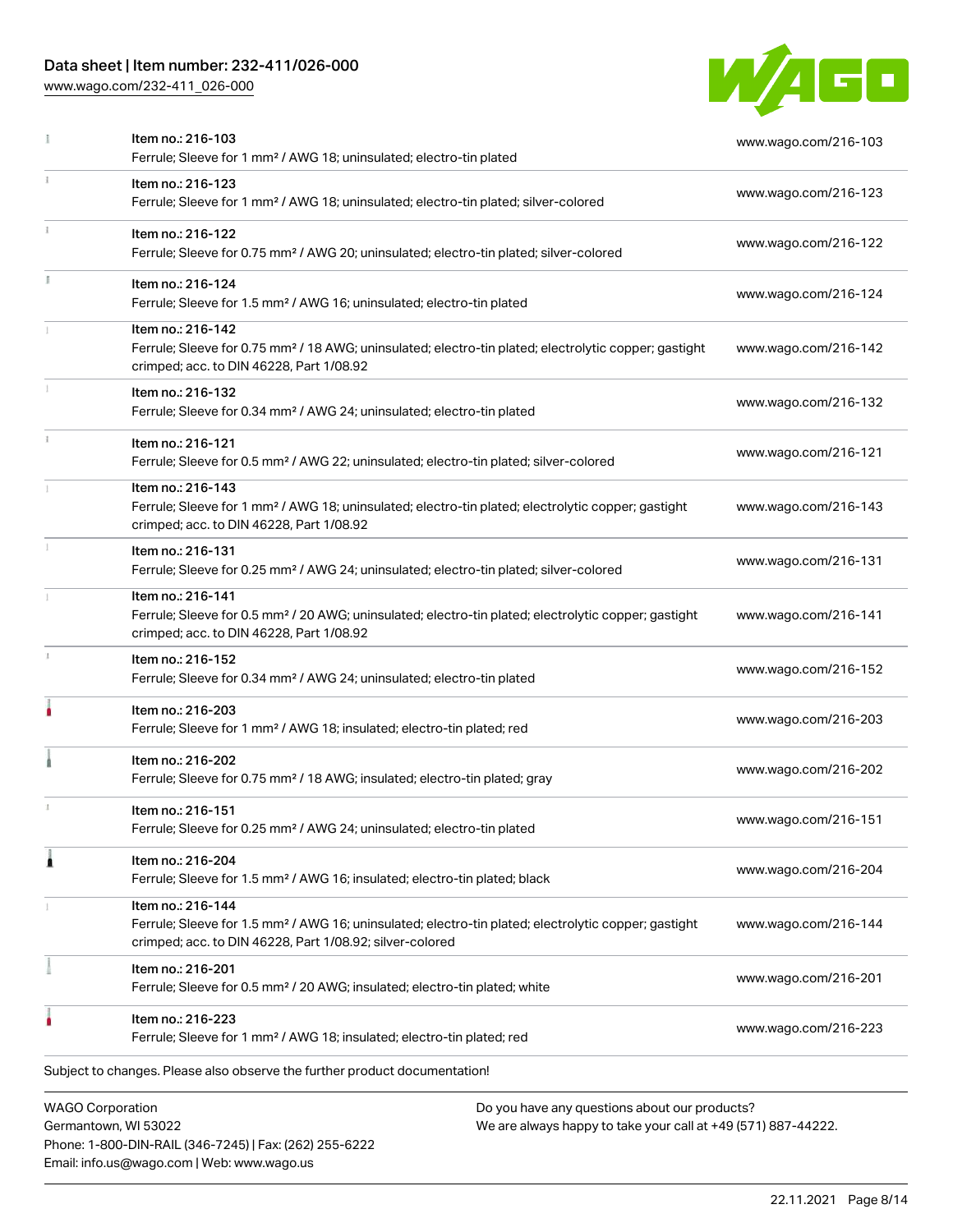| Item | URL |
| --- | --- |
| Item no.: 216-103<br>Ferrule; Sleeve for 1 mm² / AWG 18; uninsulated; electro-tin plated | www.wago.com/216-103 |
| Item no.: 216-123<br>Ferrule; Sleeve for 1 mm² / AWG 18; uninsulated; electro-tin plated; silver-colored | www.wago.com/216-123 |
| Item no.: 216-122<br>Ferrule; Sleeve for 0.75 mm² / AWG 20; uninsulated; electro-tin plated; silver-colored | www.wago.com/216-122 |
| Item no.: 216-124<br>Ferrule; Sleeve for 1.5 mm² / AWG 16; uninsulated; electro-tin plated | www.wago.com/216-124 |
| Item no.: 216-142<br>Ferrule; Sleeve for 0.75 mm² / 18 AWG; uninsulated; electro-tin plated; electrolytic copper; gastight crimped; acc. to DIN 46228, Part 1/08.92 | www.wago.com/216-142 |
| Item no.: 216-132<br>Ferrule; Sleeve for 0.34 mm² / AWG 24; uninsulated; electro-tin plated | www.wago.com/216-132 |
| Item no.: 216-121<br>Ferrule; Sleeve for 0.5 mm² / AWG 22; uninsulated; electro-tin plated; silver-colored | www.wago.com/216-121 |
| Item no.: 216-143<br>Ferrule; Sleeve for 1 mm² / AWG 18; uninsulated; electro-tin plated; electrolytic copper; gastight crimped; acc. to DIN 46228, Part 1/08.92 | www.wago.com/216-143 |
| Item no.: 216-131<br>Ferrule; Sleeve for 0.25 mm² / AWG 24; uninsulated; electro-tin plated; silver-colored | www.wago.com/216-131 |
| Item no.: 216-141<br>Ferrule; Sleeve for 0.5 mm² / 20 AWG; uninsulated; electro-tin plated; electrolytic copper; gastight crimped; acc. to DIN 46228, Part 1/08.92 | www.wago.com/216-141 |
| Item no.: 216-152<br>Ferrule; Sleeve for 0.34 mm² / AWG 24; uninsulated; electro-tin plated | www.wago.com/216-152 |
| Item no.: 216-203<br>Ferrule; Sleeve for 1 mm² / AWG 18; insulated; electro-tin plated; red | www.wago.com/216-203 |
| Item no.: 216-202<br>Ferrule; Sleeve for 0.75 mm² / 18 AWG; insulated; electro-tin plated; gray | www.wago.com/216-202 |
| Item no.: 216-151<br>Ferrule; Sleeve for 0.25 mm² / AWG 24; uninsulated; electro-tin plated | www.wago.com/216-151 |
| Item no.: 216-204<br>Ferrule; Sleeve for 1.5 mm² / AWG 16; insulated; electro-tin plated; black | www.wago.com/216-204 |
| Item no.: 216-144<br>Ferrule; Sleeve for 1.5 mm² / AWG 16; uninsulated; electro-tin plated; electrolytic copper; gastight crimped; acc. to DIN 46228, Part 1/08.92; silver-colored | www.wago.com/216-144 |
| Item no.: 216-201<br>Ferrule; Sleeve for 0.5 mm² / 20 AWG; insulated; electro-tin plated; white | www.wago.com/216-201 |
| Item no.: 216-223<br>Ferrule; Sleeve for 1 mm² / AWG 18; insulated; electro-tin plated; red | www.wago.com/216-223 |

Subject to changes. Please also observe the further product documentation!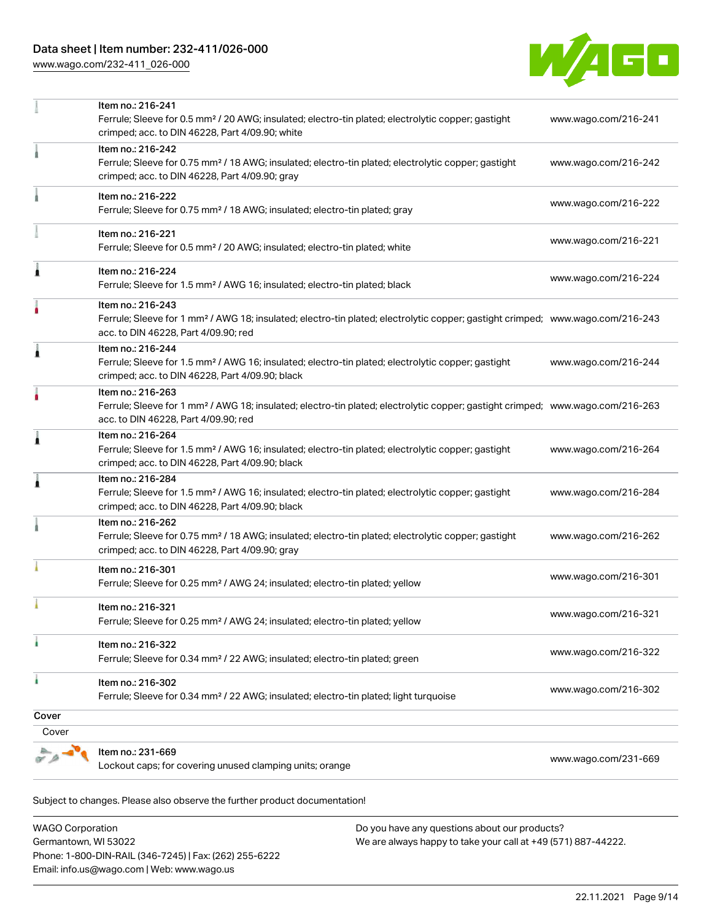| | | |
|---|---|---|
| | Item no.: 216-241<br>Ferrule; Sleeve for 0.5 mm² / 20 AWG; insulated; electro-tin plated; electrolytic copper; gastight crimped; acc. to DIN 46228, Part 4/09.90; white | www.wago.com/216-241 |
| | Item no.: 216-242<br>Ferrule; Sleeve for 0.75 mm² / 18 AWG; insulated; electro-tin plated; electrolytic copper; gastight crimped; acc. to DIN 46228, Part 4/09.90; gray | www.wago.com/216-242 |
| | Item no.: 216-222<br>Ferrule; Sleeve for 0.75 mm² / 18 AWG; insulated; electro-tin plated; gray | www.wago.com/216-222 |
| | Item no.: 216-221<br>Ferrule; Sleeve for 0.5 mm² / 20 AWG; insulated; electro-tin plated; white | www.wago.com/216-221 |
| | Item no.: 216-224<br>Ferrule; Sleeve for 1.5 mm² / AWG 16; insulated; electro-tin plated; black | www.wago.com/216-224 |
| | Item no.: 216-243<br>Ferrule; Sleeve for 1 mm² / AWG 18; insulated; electro-tin plated; electrolytic copper; gastight crimped; acc. to DIN 46228, Part 4/09.90; red | www.wago.com/216-243 |
| | Item no.: 216-244<br>Ferrule; Sleeve for 1.5 mm² / AWG 16; insulated; electro-tin plated; electrolytic copper; gastight crimped; acc. to DIN 46228, Part 4/09.90; black | www.wago.com/216-244 |
| | Item no.: 216-263<br>Ferrule; Sleeve for 1 mm² / AWG 18; insulated; electro-tin plated; electrolytic copper; gastight crimped; acc. to DIN 46228, Part 4/09.90; red | www.wago.com/216-263 |
| | Item no.: 216-264<br>Ferrule; Sleeve for 1.5 mm² / AWG 16; insulated; electro-tin plated; electrolytic copper; gastight crimped; acc. to DIN 46228, Part 4/09.90; black | www.wago.com/216-264 |
| | Item no.: 216-284<br>Ferrule; Sleeve for 1.5 mm² / AWG 16; insulated; electro-tin plated; electrolytic copper; gastight crimped; acc. to DIN 46228, Part 4/09.90; black | www.wago.com/216-284 |
| | Item no.: 216-262<br>Ferrule; Sleeve for 0.75 mm² / 18 AWG; insulated; electro-tin plated; electrolytic copper; gastight crimped; acc. to DIN 46228, Part 4/09.90; gray | www.wago.com/216-262 |
| | Item no.: 216-301<br>Ferrule; Sleeve for 0.25 mm² / AWG 24; insulated; electro-tin plated; yellow | www.wago.com/216-301 |
| | Item no.: 216-321<br>Ferrule; Sleeve for 0.25 mm² / AWG 24; insulated; electro-tin plated; yellow | www.wago.com/216-321 |
| | Item no.: 216-322<br>Ferrule; Sleeve for 0.34 mm² / 22 AWG; insulated; electro-tin plated; green | www.wago.com/216-322 |
| | Item no.: 216-302<br>Ferrule; Sleeve for 0.34 mm² / 22 AWG; insulated; electro-tin plated; light turquoise | www.wago.com/216-302 |

**Cover**

Cover

| | | |
|---|---|---|
| | Item no.: 231-669<br>Lockout caps; for covering unused clamping units; orange | www.wago.com/231-669 |

Subject to changes. Please also observe the further product documentation!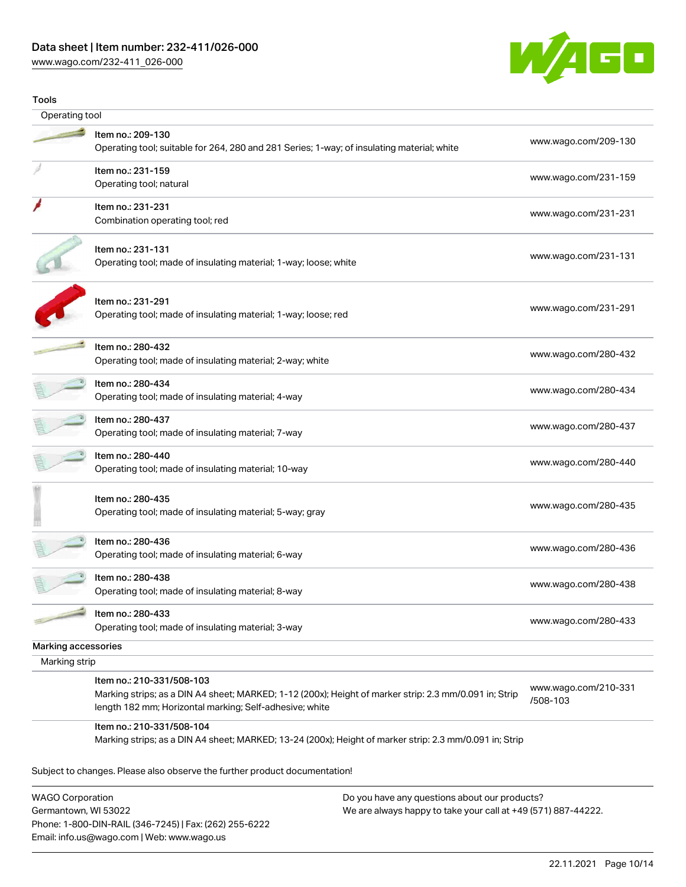### Tools

#### Operating tool

| Item | Description | Link |
| --- | --- | --- |
| Item no.: 209-130 | Operating tool; suitable for 264, 280 and 281 Series; 1-way; of insulating material; white | www.wago.com/209-130 |
| Item no.: 231-159 | Operating tool; natural | www.wago.com/231-159 |
| Item no.: 231-231 | Combination operating tool; red | www.wago.com/231-231 |
| Item no.: 231-131 | Operating tool; made of insulating material; 1-way; loose; white | www.wago.com/231-131 |
| Item no.: 231-291 | Operating tool; made of insulating material; 1-way; loose; red | www.wago.com/231-291 |
| Item no.: 280-432 | Operating tool; made of insulating material; 2-way; white | www.wago.com/280-432 |
| Item no.: 280-434 | Operating tool; made of insulating material; 4-way | www.wago.com/280-434 |
| Item no.: 280-437 | Operating tool; made of insulating material; 7-way | www.wago.com/280-437 |
| Item no.: 280-440 | Operating tool; made of insulating material; 10-way | www.wago.com/280-440 |
| Item no.: 280-435 | Operating tool; made of insulating material; 5-way; gray | www.wago.com/280-435 |
| Item no.: 280-436 | Operating tool; made of insulating material; 6-way | www.wago.com/280-436 |
| Item no.: 280-438 | Operating tool; made of insulating material; 8-way | www.wago.com/280-438 |
| Item no.: 280-433 | Operating tool; made of insulating material; 3-way | www.wago.com/280-433 |

### Marking accessories

#### Marking strip

| Item | Description | Link |
| --- | --- | --- |
| Item no.: 210-331/508-103 | Marking strips; as a DIN A4 sheet; MARKED; 1-12 (200x); Height of marker strip: 2.3 mm/0.091 in; Strip length 182 mm; Horizontal marking; Self-adhesive; white | www.wago.com/210-331/508-103 |
| Item no.: 210-331/508-104 | Marking strips; as a DIN A4 sheet; MARKED; 13-24 (200x); Height of marker strip: 2.3 mm/0.091 in; Strip | |

Subject to changes. Please also observe the further product documentation!

WAGO Corporation
Germantown, WI 53022
Phone: 1-800-DIN-RAIL (346-7245) | Fax: (262) 255-6222
Email: info.us@wago.com | Web: www.wago.us

Do you have any questions about our products?
We are always happy to take your call at +49 (571) 887-44222.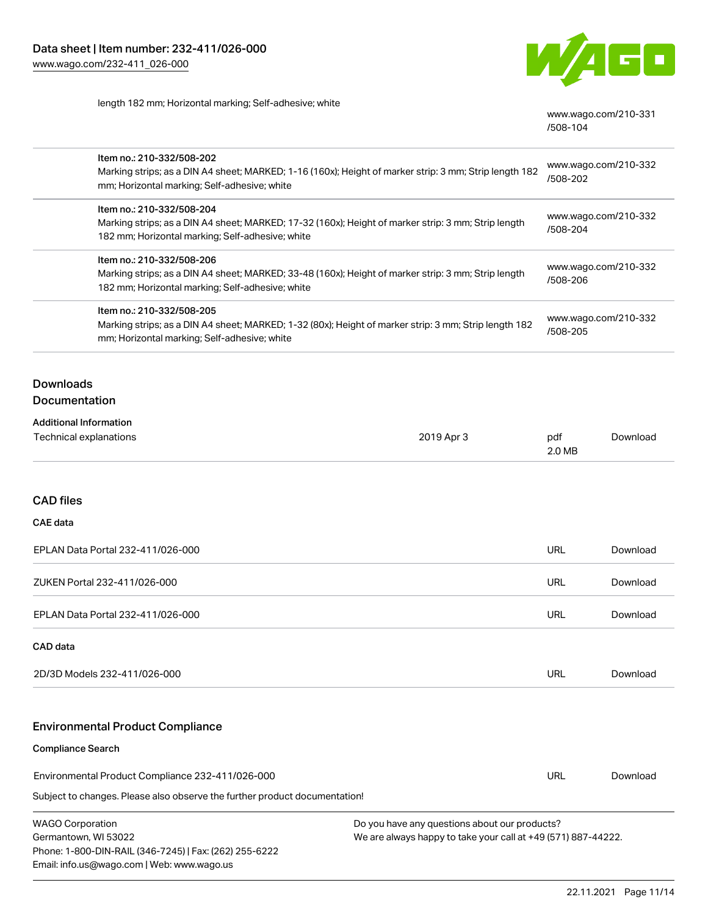length 182 mm; Horizontal marking; Self-adhesive; white | www.wago.com/210-331/508-104

| | |
|---|---|
| Item no.: 210-332/508-202<br>Marking strips; as a DIN A4 sheet; MARKED; 1-16 (160x); Height of marker strip: 3 mm; Strip length 182 mm; Horizontal marking; Self-adhesive; white | www.wago.com/210-332/508-202 |
| Item no.: 210-332/508-204<br>Marking strips; as a DIN A4 sheet; MARKED; 17-32 (160x); Height of marker strip: 3 mm; Strip length 182 mm; Horizontal marking; Self-adhesive; white | www.wago.com/210-332/508-204 |
| Item no.: 210-332/508-206<br>Marking strips; as a DIN A4 sheet; MARKED; 33-48 (160x); Height of marker strip: 3 mm; Strip length 182 mm; Horizontal marking; Self-adhesive; white | www.wago.com/210-332/508-206 |
| Item no.: 210-332/508-205<br>Marking strips; as a DIN A4 sheet; MARKED; 1-32 (80x); Height of marker strip: 3 mm; Strip length 182 mm; Horizontal marking; Self-adhesive; white | www.wago.com/210-332/508-205 |

## Downloads

### Documentation

**Additional Information**

| | | | |
|---|---|---|---|
| Technical explanations | 2019 Apr 3 | pdf<br>2.0 MB | Download |

### CAD files

**CAE data**

| | | |
|---|---|---|
| EPLAN Data Portal 232-411/026-000 | URL | Download |
| ZUKEN Portal 232-411/026-000 | URL | Download |
| EPLAN Data Portal 232-411/026-000 | URL | Download |

**CAD data**

| | | |
|---|---|---|
| 2D/3D Models 232-411/026-000 | URL | Download |

### Environmental Product Compliance

**Compliance Search**

| | | |
|---|---|---|
| Environmental Product Compliance 232-411/026-000 | URL | Download |

Subject to changes. Please also observe the further product documentation!

WAGO Corporation
Germantown, WI 53022
Phone: 1-800-DIN-RAIL (346-7245) | Fax: (262) 255-6222
Email: info.us@wago.com | Web: www.wago.us

Do you have any questions about our products?
We are always happy to take your call at +49 (571) 887-44222.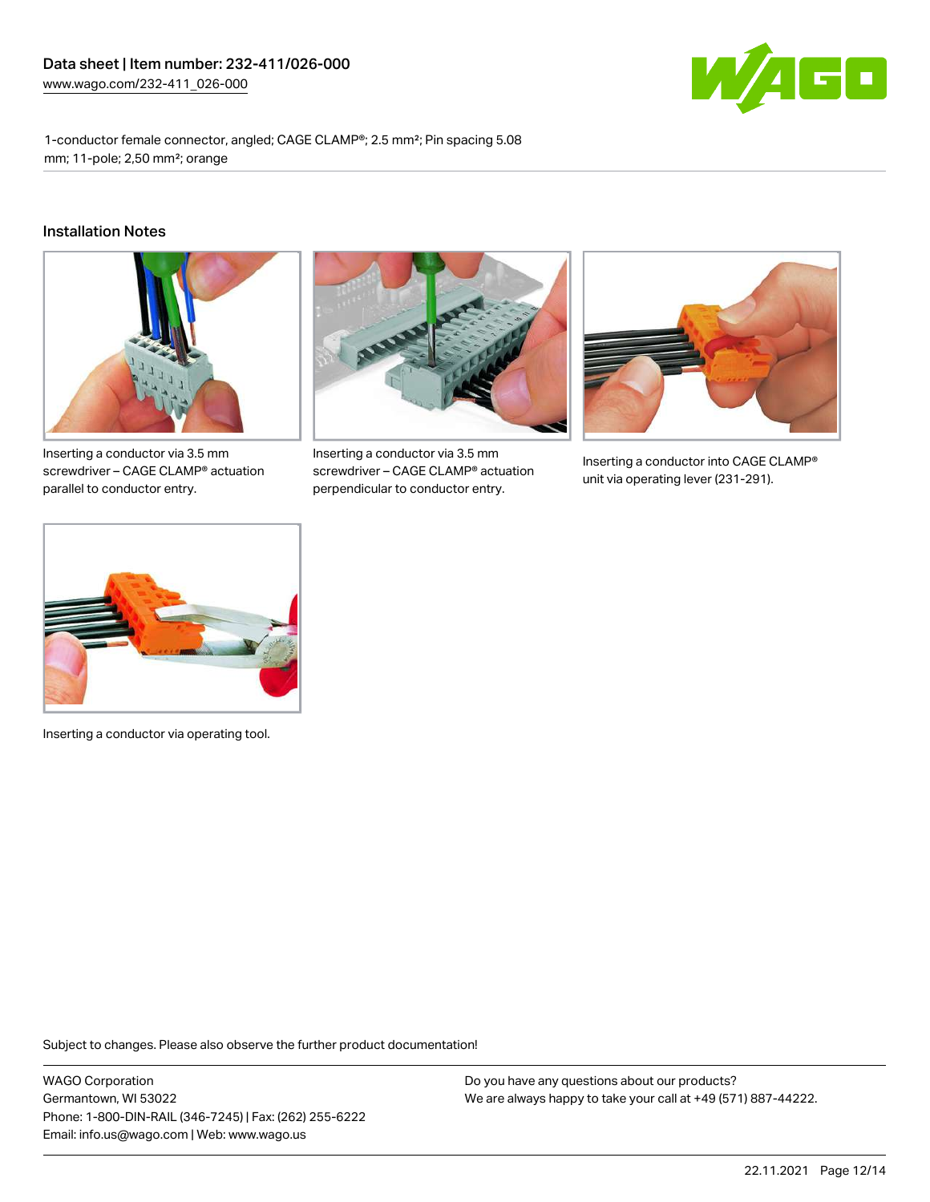1-conductor female connector, angled; CAGE CLAMP®; 2.5 mm²; Pin spacing 5.08 mm; 11-pole; 2,50 mm²; orange

## Installation Notes

Inserting a conductor via 3.5 mm screwdriver – CAGE CLAMP® actuation parallel to conductor entry.

Inserting a conductor via 3.5 mm screwdriver – CAGE CLAMP® actuation perpendicular to conductor entry.

Inserting a conductor into CAGE CLAMP® unit via operating lever (231-291).

Inserting a conductor via operating tool.

Subject to changes. Please also observe the further product documentation!

WAGO Corporation
Germantown, WI 53022
Phone: 1-800-DIN-RAIL (346-7245) | Fax: (262) 255-6222
Email: info.us@wago.com | Web: www.wago.us

Do you have any questions about our products?
We are always happy to take your call at +49 (571) 887-44222.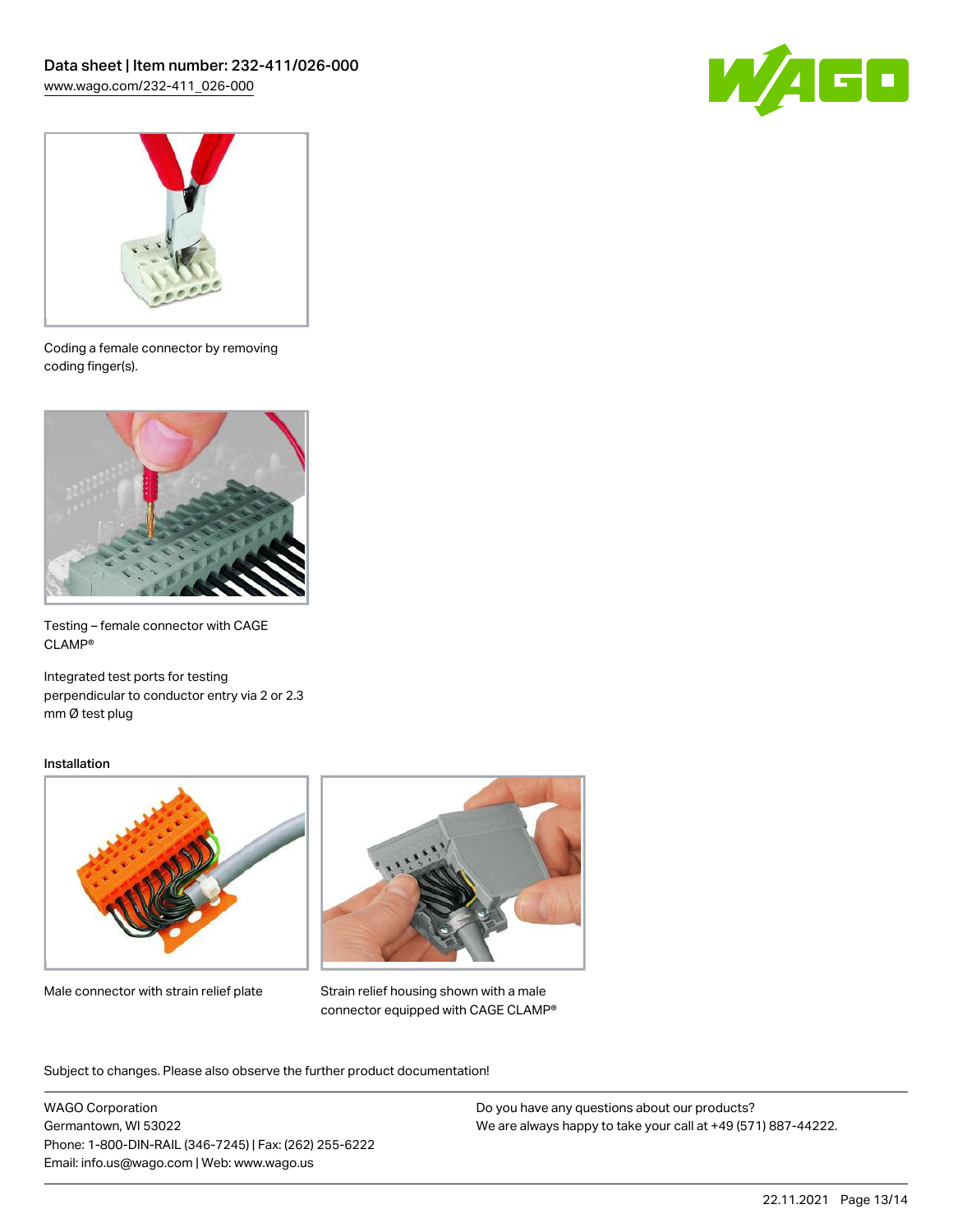Coding a female connector by removing coding finger(s).

Testing – female connector with CAGE CLAMP®

Integrated test ports for testing perpendicular to conductor entry via 2 or 2.3 mm Ø test plug

Installation

Male connector with strain relief plate

Strain relief housing shown with a male connector equipped with CAGE CLAMP®

Subject to changes. Please also observe the further product documentation!

WAGO Corporation
Germantown, WI 53022
Phone: 1-800-DIN-RAIL (346-7245) | Fax: (262) 255-6222
Email: info.us@wago.com | Web: www.wago.us

Do you have any questions about our products?
We are always happy to take your call at +49 (571) 887-44222.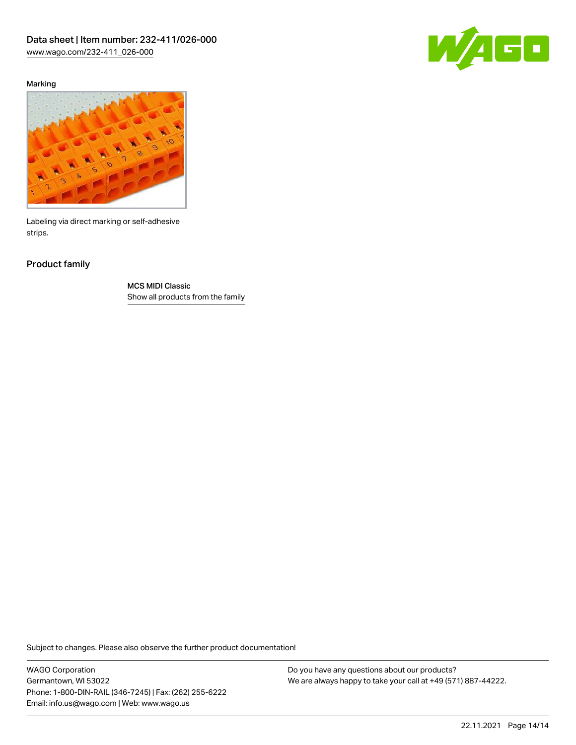Marking

Labeling via direct marking or self-adhesive strips.

## Product family

MCS MIDI Classic
Show all products from the family

Subject to changes. Please also observe the further product documentation!

WAGO Corporation
Germantown, WI 53022
Phone: 1-800-DIN-RAIL (346-7245) | Fax: (262) 255-6222
Email: info.us@wago.com | Web: www.wago.us

Do you have any questions about our products?
We are always happy to take your call at +49 (571) 887-44222.